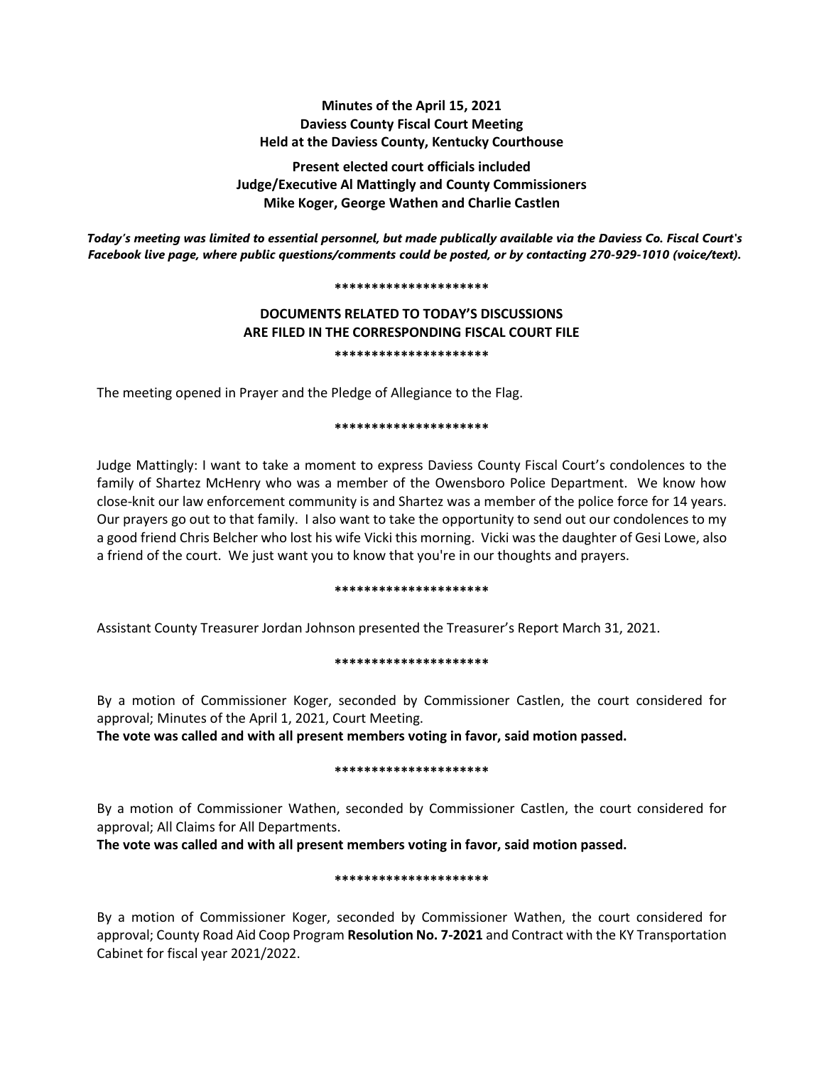**Minutes of the April 15, 2021**
**Daviess County Fiscal Court Meeting**
**Held at the Daviess County, Kentucky Courthouse**

**Present elected court officials included**
**Judge/Executive Al Mattingly and County Commissioners**
**Mike Koger, George Wathen and Charlie Castlen**

***Today's meeting was limited to essential personnel, but made publically available via the Daviess Co. Fiscal Court's Facebook live page, where public questions/comments could be posted, or by contacting 270-929-1010 (voice/text).***

*********************

**DOCUMENTS RELATED TO TODAY'S DISCUSSIONS ARE FILED IN THE CORRESPONDING FISCAL COURT FILE**

*********************

The meeting opened in Prayer and the Pledge of Allegiance to the Flag.

*********************

Judge Mattingly: I want to take a moment to express Daviess County Fiscal Court's condolences to the family of Shartez McHenry who was a member of the Owensboro Police Department. We know how close-knit our law enforcement community is and Shartez was a member of the police force for 14 years. Our prayers go out to that family. I also want to take the opportunity to send out our condolences to my a good friend Chris Belcher who lost his wife Vicki this morning. Vicki was the daughter of Gesi Lowe, also a friend of the court. We just want you to know that you're in our thoughts and prayers.

*********************

Assistant County Treasurer Jordan Johnson presented the Treasurer's Report March 31, 2021.

*********************

By a motion of Commissioner Koger, seconded by Commissioner Castlen, the court considered for approval; Minutes of the April 1, 2021, Court Meeting.
**The vote was called and with all present members voting in favor, said motion passed.**

*********************

By a motion of Commissioner Wathen, seconded by Commissioner Castlen, the court considered for approval; All Claims for All Departments.
**The vote was called and with all present members voting in favor, said motion passed.**

*********************

By a motion of Commissioner Koger, seconded by Commissioner Wathen, the court considered for approval; County Road Aid Coop Program **Resolution No. 7-2021** and Contract with the KY Transportation Cabinet for fiscal year 2021/2022.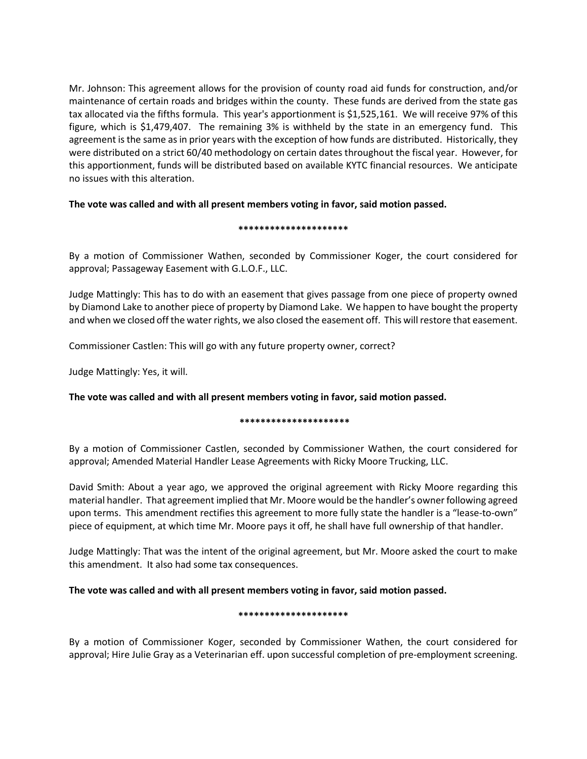Mr. Johnson: This agreement allows for the provision of county road aid funds for construction, and/or maintenance of certain roads and bridges within the county. These funds are derived from the state gas tax allocated via the fifths formula. This year's apportionment is $1,525,161. We will receive 97% of this figure, which is $1,479,407. The remaining 3% is withheld by the state in an emergency fund. This agreement is the same as in prior years with the exception of how funds are distributed. Historically, they were distributed on a strict 60/40 methodology on certain dates throughout the fiscal year. However, for this apportionment, funds will be distributed based on available KYTC financial resources. We anticipate no issues with this alteration.

**The vote was called and with all present members voting in favor, said motion passed.**

**********************

By a motion of Commissioner Wathen, seconded by Commissioner Koger, the court considered for approval; Passageway Easement with G.L.O.F., LLC.

Judge Mattingly: This has to do with an easement that gives passage from one piece of property owned by Diamond Lake to another piece of property by Diamond Lake. We happen to have bought the property and when we closed off the water rights, we also closed the easement off. This will restore that easement.

Commissioner Castlen: This will go with any future property owner, correct?

Judge Mattingly: Yes, it will.

**The vote was called and with all present members voting in favor, said motion passed.**

**********************

By a motion of Commissioner Castlen, seconded by Commissioner Wathen, the court considered for approval; Amended Material Handler Lease Agreements with Ricky Moore Trucking, LLC.

David Smith: About a year ago, we approved the original agreement with Ricky Moore regarding this material handler. That agreement implied that Mr. Moore would be the handler's owner following agreed upon terms. This amendment rectifies this agreement to more fully state the handler is a "lease-to-own" piece of equipment, at which time Mr. Moore pays it off, he shall have full ownership of that handler.

Judge Mattingly: That was the intent of the original agreement, but Mr. Moore asked the court to make this amendment. It also had some tax consequences.

**The vote was called and with all present members voting in favor, said motion passed.**

**********************

By a motion of Commissioner Koger, seconded by Commissioner Wathen, the court considered for approval; Hire Julie Gray as a Veterinarian eff. upon successful completion of pre-employment screening.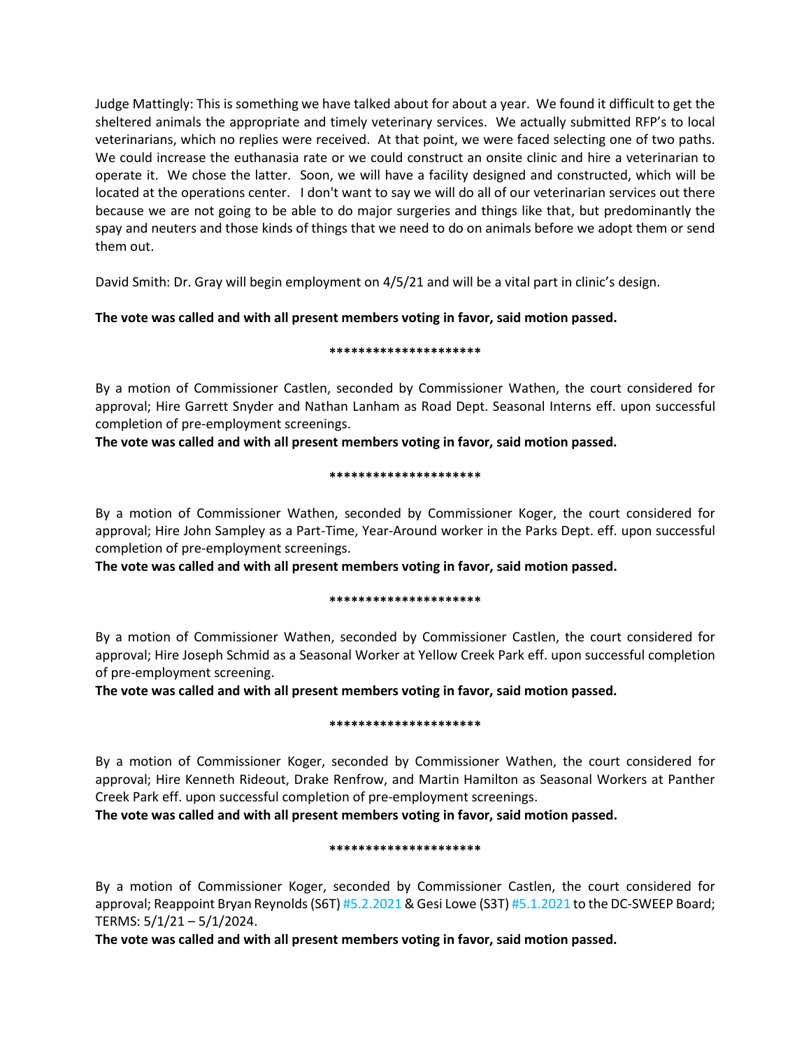Judge Mattingly: This is something we have talked about for about a year. We found it difficult to get the sheltered animals the appropriate and timely veterinary services. We actually submitted RFP's to local veterinarians, which no replies were received. At that point, we were faced selecting one of two paths. We could increase the euthanasia rate or we could construct an onsite clinic and hire a veterinarian to operate it. We chose the latter. Soon, we will have a facility designed and constructed, which will be located at the operations center. I don't want to say we will do all of our veterinarian services out there because we are not going to be able to do major surgeries and things like that, but predominantly the spay and neuters and those kinds of things that we need to do on animals before we adopt them or send them out.

David Smith: Dr. Gray will begin employment on 4/5/21 and will be a vital part in clinic's design.

**The vote was called and with all present members voting in favor, said motion passed.**

**********************

By a motion of Commissioner Castlen, seconded by Commissioner Wathen, the court considered for approval; Hire Garrett Snyder and Nathan Lanham as Road Dept. Seasonal Interns eff. upon successful completion of pre-employment screenings.

**The vote was called and with all present members voting in favor, said motion passed.**

**********************

By a motion of Commissioner Wathen, seconded by Commissioner Koger, the court considered for approval; Hire John Sampley as a Part-Time, Year-Around worker in the Parks Dept. eff. upon successful completion of pre-employment screenings.

**The vote was called and with all present members voting in favor, said motion passed.**

**********************

By a motion of Commissioner Wathen, seconded by Commissioner Castlen, the court considered for approval; Hire Joseph Schmid as a Seasonal Worker at Yellow Creek Park eff. upon successful completion of pre-employment screening.

**The vote was called and with all present members voting in favor, said motion passed.**

**********************

By a motion of Commissioner Koger, seconded by Commissioner Wathen, the court considered for approval; Hire Kenneth Rideout, Drake Renfrow, and Martin Hamilton as Seasonal Workers at Panther Creek Park eff. upon successful completion of pre-employment screenings.

**The vote was called and with all present members voting in favor, said motion passed.**

**********************

By a motion of Commissioner Koger, seconded by Commissioner Castlen, the court considered for approval; Reappoint Bryan Reynolds (S6T) #5.2.2021 & Gesi Lowe (S3T) #5.1.2021 to the DC-SWEEP Board; TERMS: 5/1/21 – 5/1/2024.

**The vote was called and with all present members voting in favor, said motion passed.**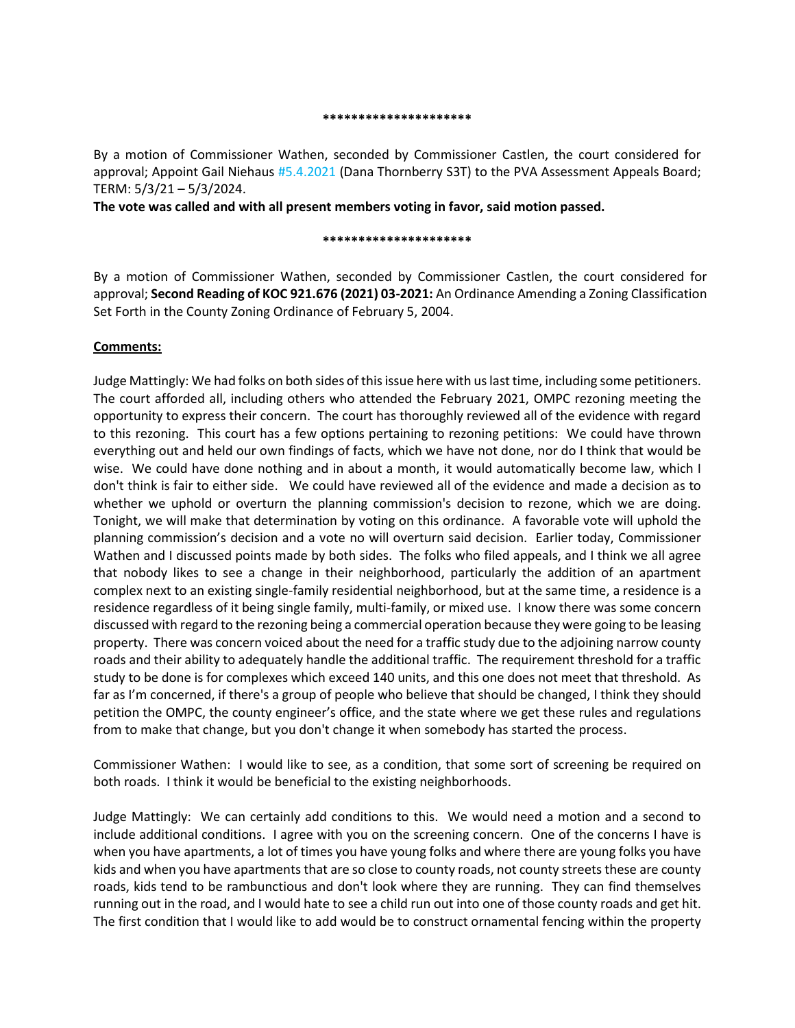*********************

By a motion of Commissioner Wathen, seconded by Commissioner Castlen, the court considered for approval; Appoint Gail Niehaus #5.4.2021 (Dana Thornberry S3T) to the PVA Assessment Appeals Board; TERM: 5/3/21 – 5/3/2024.

**The vote was called and with all present members voting in favor, said motion passed.**

*********************

By a motion of Commissioner Wathen, seconded by Commissioner Castlen, the court considered for approval; **Second Reading of KOC 921.676 (2021) 03-2021:** An Ordinance Amending a Zoning Classification Set Forth in the County Zoning Ordinance of February 5, 2004.

**Comments:**

Judge Mattingly: We had folks on both sides of this issue here with us last time, including some petitioners. The court afforded all, including others who attended the February 2021, OMPC rezoning meeting the opportunity to express their concern. The court has thoroughly reviewed all of the evidence with regard to this rezoning. This court has a few options pertaining to rezoning petitions: We could have thrown everything out and held our own findings of facts, which we have not done, nor do I think that would be wise. We could have done nothing and in about a month, it would automatically become law, which I don't think is fair to either side. We could have reviewed all of the evidence and made a decision as to whether we uphold or overturn the planning commission's decision to rezone, which we are doing. Tonight, we will make that determination by voting on this ordinance. A favorable vote will uphold the planning commission's decision and a vote no will overturn said decision. Earlier today, Commissioner Wathen and I discussed points made by both sides. The folks who filed appeals, and I think we all agree that nobody likes to see a change in their neighborhood, particularly the addition of an apartment complex next to an existing single-family residential neighborhood, but at the same time, a residence is a residence regardless of it being single family, multi-family, or mixed use. I know there was some concern discussed with regard to the rezoning being a commercial operation because they were going to be leasing property. There was concern voiced about the need for a traffic study due to the adjoining narrow county roads and their ability to adequately handle the additional traffic. The requirement threshold for a traffic study to be done is for complexes which exceed 140 units, and this one does not meet that threshold. As far as I'm concerned, if there's a group of people who believe that should be changed, I think they should petition the OMPC, the county engineer's office, and the state where we get these rules and regulations from to make that change, but you don't change it when somebody has started the process.

Commissioner Wathen: I would like to see, as a condition, that some sort of screening be required on both roads. I think it would be beneficial to the existing neighborhoods.

Judge Mattingly: We can certainly add conditions to this. We would need a motion and a second to include additional conditions. I agree with you on the screening concern. One of the concerns I have is when you have apartments, a lot of times you have young folks and where there are young folks you have kids and when you have apartments that are so close to county roads, not county streets these are county roads, kids tend to be rambunctious and don't look where they are running. They can find themselves running out in the road, and I would hate to see a child run out into one of those county roads and get hit. The first condition that I would like to add would be to construct ornamental fencing within the property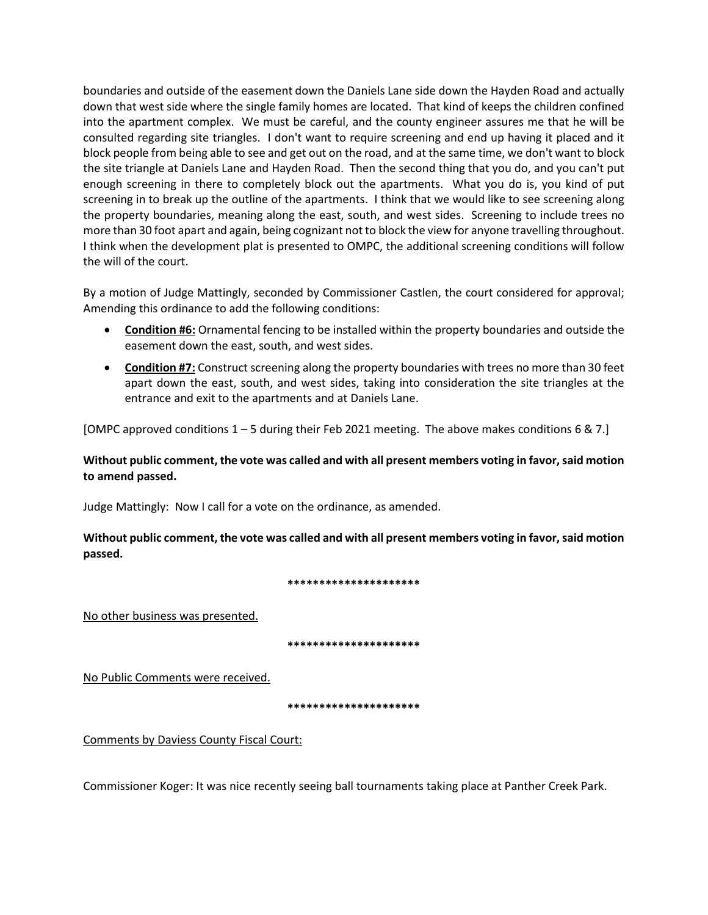boundaries and outside of the easement down the Daniels Lane side down the Hayden Road and actually down that west side where the single family homes are located. That kind of keeps the children confined into the apartment complex. We must be careful, and the county engineer assures me that he will be consulted regarding site triangles. I don't want to require screening and end up having it placed and it block people from being able to see and get out on the road, and at the same time, we don't want to block the site triangle at Daniels Lane and Hayden Road. Then the second thing that you do, and you can't put enough screening in there to completely block out the apartments. What you do is, you kind of put screening in to break up the outline of the apartments. I think that we would like to see screening along the property boundaries, meaning along the east, south, and west sides. Screening to include trees no more than 30 foot apart and again, being cognizant not to block the view for anyone travelling throughout. I think when the development plat is presented to OMPC, the additional screening conditions will follow the will of the court.

By a motion of Judge Mattingly, seconded by Commissioner Castlen, the court considered for approval; Amending this ordinance to add the following conditions:

- **Condition #6:** Ornamental fencing to be installed within the property boundaries and outside the easement down the east, south, and west sides.
- **Condition #7:** Construct screening along the property boundaries with trees no more than 30 feet apart down the east, south, and west sides, taking into consideration the site triangles at the entrance and exit to the apartments and at Daniels Lane.

[OMPC approved conditions 1 – 5 during their Feb 2021 meeting. The above makes conditions 6 & 7.]

**Without public comment, the vote was called and with all present members voting in favor, said motion to amend passed.**

Judge Mattingly: Now I call for a vote on the ordinance, as amended.

**Without public comment, the vote was called and with all present members voting in favor, said motion passed.**

*********************

No other business was presented.

*********************

No Public Comments were received.

*********************

Comments by Daviess County Fiscal Court:

Commissioner Koger: It was nice recently seeing ball tournaments taking place at Panther Creek Park.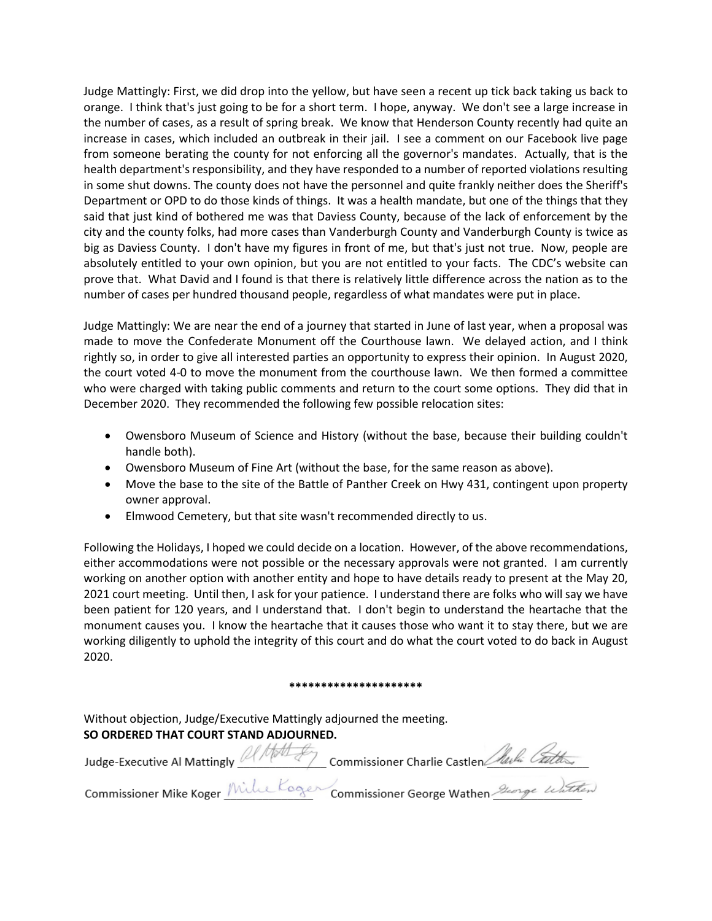Judge Mattingly: First, we did drop into the yellow, but have seen a recent up tick back taking us back to orange. I think that's just going to be for a short term. I hope, anyway. We don't see a large increase in the number of cases, as a result of spring break. We know that Henderson County recently had quite an increase in cases, which included an outbreak in their jail. I see a comment on our Facebook live page from someone berating the county for not enforcing all the governor's mandates. Actually, that is the health department's responsibility, and they have responded to a number of reported violations resulting in some shut downs. The county does not have the personnel and quite frankly neither does the Sheriff's Department or OPD to do those kinds of things. It was a health mandate, but one of the things that they said that just kind of bothered me was that Daviess County, because of the lack of enforcement by the city and the county folks, had more cases than Vanderburgh County and Vanderburgh County is twice as big as Daviess County. I don't have my figures in front of me, but that's just not true. Now, people are absolutely entitled to your own opinion, but you are not entitled to your facts. The CDC's website can prove that. What David and I found is that there is relatively little difference across the nation as to the number of cases per hundred thousand people, regardless of what mandates were put in place.

Judge Mattingly: We are near the end of a journey that started in June of last year, when a proposal was made to move the Confederate Monument off the Courthouse lawn. We delayed action, and I think rightly so, in order to give all interested parties an opportunity to express their opinion. In August 2020, the court voted 4-0 to move the monument from the courthouse lawn. We then formed a committee who were charged with taking public comments and return to the court some options. They did that in December 2020. They recommended the following few possible relocation sites:

- Owensboro Museum of Science and History (without the base, because their building couldn't handle both).
- Owensboro Museum of Fine Art (without the base, for the same reason as above).
- Move the base to the site of the Battle of Panther Creek on Hwy 431, contingent upon property owner approval.
- Elmwood Cemetery, but that site wasn't recommended directly to us.

Following the Holidays, I hoped we could decide on a location. However, of the above recommendations, either accommodations were not possible or the necessary approvals were not granted. I am currently working on another option with another entity and hope to have details ready to present at the May 20, 2021 court meeting. Until then, I ask for your patience. I understand there are folks who will say we have been patient for 120 years, and I understand that. I don't begin to understand the heartache that the monument causes you. I know the heartache that it causes those who want it to stay there, but we are working diligently to uphold the integrity of this court and do what the court voted to do back in August 2020.

*********************

Without objection, Judge/Executive Mattingly adjourned the meeting.
**SO ORDERED THAT COURT STAND ADJOURNED.**

Judge-Executive Al Mattingly ___________ Commissioner Charlie Castlen ___________

Commissioner Mike Koger ___________ Commissioner George Wathen ___________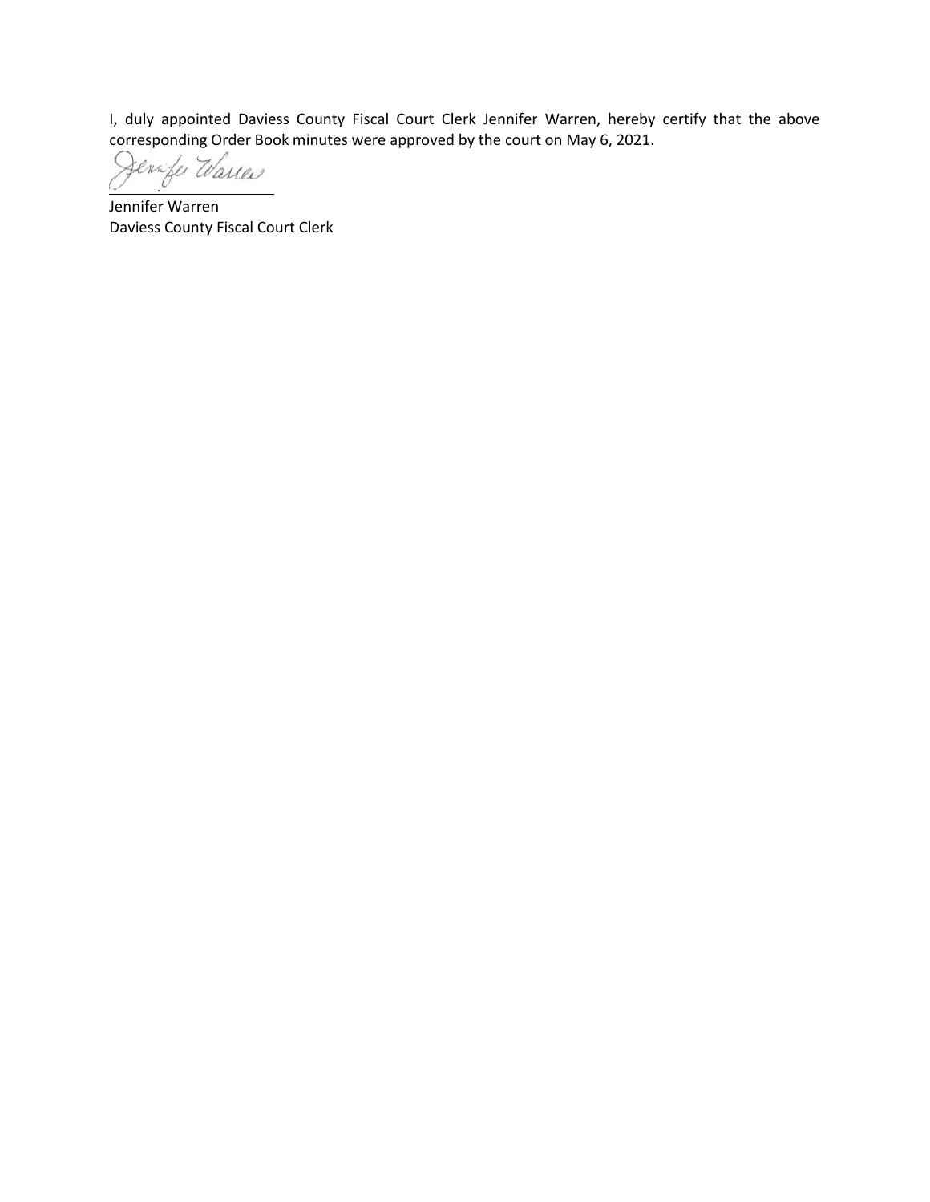I, duly appointed Daviess County Fiscal Court Clerk Jennifer Warren, hereby certify that the above corresponding Order Book minutes were approved by the court on May 6, 2021.

Jennifer Warren
Daviess County Fiscal Court Clerk